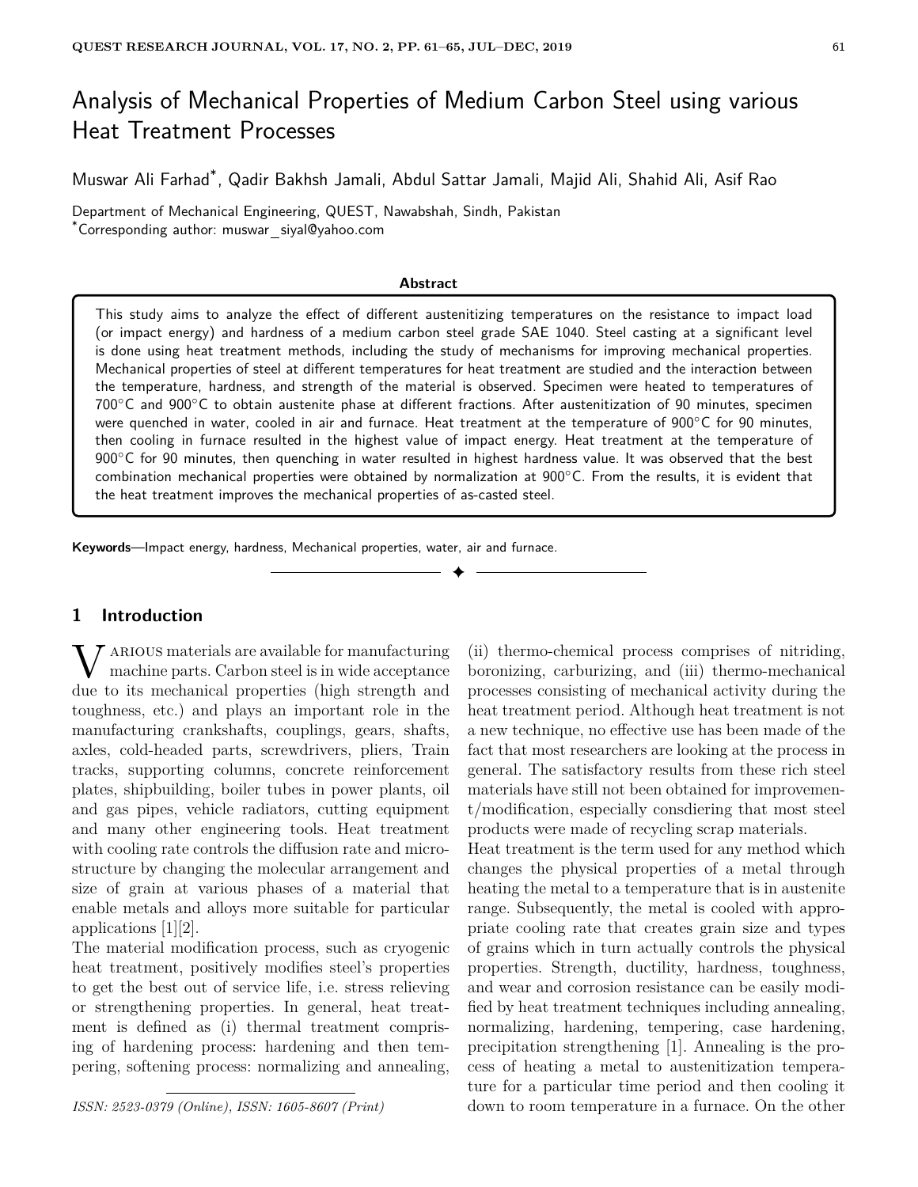# Analysis of Mechanical Properties of Medium Carbon Steel using various Heat Treatment Processes

Muswar Ali Farhad*, Qadir Bakhsh Jamali, Abdul Sattar Jamali, Majid Ali, Shahid Ali, Asif Rao

Department of Mechanical Engineering, QUEST, Nawabshah, Sindh, Pakistan
*Corresponding author: muswar_siyal@yahoo.com

**Abstract**

This study aims to analyze the effect of different austenitizing temperatures on the resistance to impact load (or impact energy) and hardness of a medium carbon steel grade SAE 1040. Steel casting at a significant level is done using heat treatment methods, including the study of mechanisms for improving mechanical properties. Mechanical properties of steel at different temperatures for heat treatment are studied and the interaction between the temperature, hardness, and strength of the material is observed. Specimen were heated to temperatures of 700°C and 900°C to obtain austenite phase at different fractions. After austenitization of 90 minutes, specimen were quenched in water, cooled in air and furnace. Heat treatment at the temperature of 900°C for 90 minutes, then cooling in furnace resulted in the highest value of impact energy. Heat treatment at the temperature of 900°C for 90 minutes, then quenching in water resulted in highest hardness value. It was observed that the best combination mechanical properties were obtained by normalization at 900°C. From the results, it is evident that the heat treatment improves the mechanical properties of as-casted steel.

**Keywords**—Impact energy, hardness, Mechanical properties, water, air and furnace.

## 1 Introduction

Various materials are available for manufacturing machine parts. Carbon steel is in wide acceptance due to its mechanical properties (high strength and toughness, etc.) and plays an important role in the manufacturing crankshafts, couplings, gears, shafts, axles, cold-headed parts, screwdrivers, pliers, Train tracks, supporting columns, concrete reinforcement plates, shipbuilding, boiler tubes in power plants, oil and gas pipes, vehicle radiators, cutting equipment and many other engineering tools. Heat treatment with cooling rate controls the diffusion rate and microstructure by changing the molecular arrangement and size of grain at various phases of a material that enable metals and alloys more suitable for particular applications [1][2].

The material modification process, such as cryogenic heat treatment, positively modifies steel's properties to get the best out of service life, i.e. stress relieving or strengthening properties. In general, heat treatment is defined as (i) thermal treatment comprising of hardening process: hardening and then tempering, softening process: normalizing and annealing, (ii) thermo-chemical process comprises of nitriding, boronizing, carburizing, and (iii) thermo-mechanical processes consisting of mechanical activity during the heat treatment period. Although heat treatment is not a new technique, no effective use has been made of the fact that most researchers are looking at the process in general. The satisfactory results from these rich steel materials have still not been obtained for improvement/modification, especially consdiering that most steel products were made of recycling scrap materials.

Heat treatment is the term used for any method which changes the physical properties of a metal through heating the metal to a temperature that is in austenite range. Subsequently, the metal is cooled with appropriate cooling rate that creates grain size and types of grains which in turn actually controls the physical properties. Strength, ductility, hardness, toughness, and wear and corrosion resistance can be easily modified by heat treatment techniques including annealing, normalizing, hardening, tempering, case hardening, precipitation strengthening [1]. Annealing is the process of heating a metal to austenitization temperature for a particular time period and then cooling it down to room temperature in a furnace. On the other

*ISSN: 2523-0379 (Online), ISSN: 1605-8607 (Print)*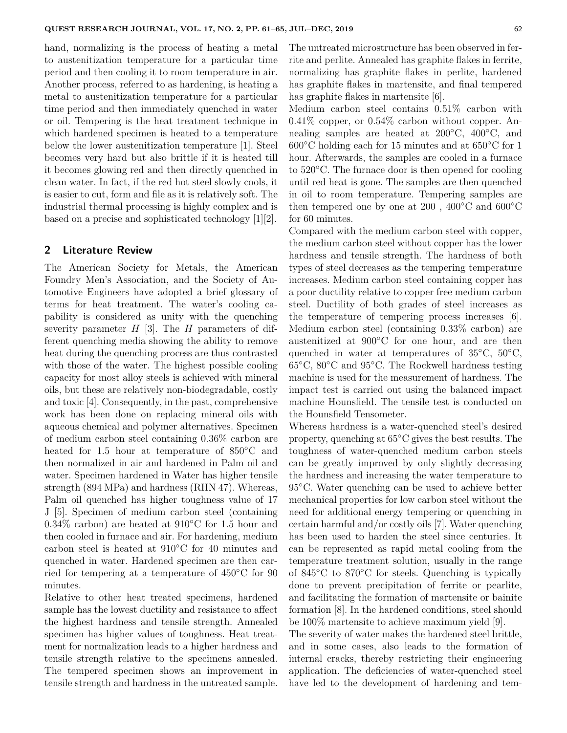hand, normalizing is the process of heating a metal to austenitization temperature for a particular time period and then cooling it to room temperature in air. Another process, referred to as hardening, is heating a metal to austenitization temperature for a particular time period and then immediately quenched in water or oil. Tempering is the heat treatment technique in which hardened specimen is heated to a temperature below the lower austenitization temperature [1]. Steel becomes very hard but also brittle if it is heated till it becomes glowing red and then directly quenched in clean water. In fact, if the red hot steel slowly cools, it is easier to cut, form and file as it is relatively soft. The industrial thermal processing is highly complex and is based on a precise and sophisticated technology [1][2].

## 2 Literature Review

The American Society for Metals, the American Foundry Men's Association, and the Society of Automotive Engineers have adopted a brief glossary of terms for heat treatment. The water's cooling capability is considered as unity with the quenching severity parameter $H$ [3]. The $H$ parameters of different quenching media showing the ability to remove heat during the quenching process are thus contrasted with those of the water. The highest possible cooling capacity for most alloy steels is achieved with mineral oils, but these are relatively non-biodegradable, costly and toxic [4]. Consequently, in the past, comprehensive work has been done on replacing mineral oils with aqueous chemical and polymer alternatives. Specimen of medium carbon steel containing 0.36% carbon are heated for 1.5 hour at temperature of 850°C and then normalized in air and hardened in Palm oil and water. Specimen hardened in Water has higher tensile strength (894 MPa) and hardness (RHN 47). Whereas, Palm oil quenched has higher toughness value of 17 J [5]. Specimen of medium carbon steel (containing 0.34% carbon) are heated at 910°C for 1.5 hour and then cooled in furnace and air. For hardening, medium carbon steel is heated at 910°C for 40 minutes and quenched in water. Hardened specimen are then carried for tempering at a temperature of 450°C for 90 minutes.

Relative to other heat treated specimens, hardened sample has the lowest ductility and resistance to affect the highest hardness and tensile strength. Annealed specimen has higher values of toughness. Heat treatment for normalization leads to a higher hardness and tensile strength relative to the specimens annealed. The tempered specimen shows an improvement in tensile strength and hardness in the untreated sample. The untreated microstructure has been observed in ferrite and perlite. Annealed has graphite flakes in ferrite, normalizing has graphite flakes in perlite, hardened has graphite flakes in martensite, and final tempered has graphite flakes in martensite [6].

Medium carbon steel contains 0.51% carbon with 0.41% copper, or 0.54% carbon without copper. Annealing samples are heated at 200°C, 400°C, and 600°C holding each for 15 minutes and at 650°C for 1 hour. Afterwards, the samples are cooled in a furnace to 520°C. The furnace door is then opened for cooling until red heat is gone. The samples are then quenched in oil to room temperature. Tempering samples are then tempered one by one at 200 , 400°C and 600°C for 60 minutes.

Compared with the medium carbon steel with copper, the medium carbon steel without copper has the lower hardness and tensile strength. The hardness of both types of steel decreases as the tempering temperature increases. Medium carbon steel containing copper has a poor ductility relative to copper free medium carbon steel. Ductility of both grades of steel increases as the temperature of tempering process increases [6]. Medium carbon steel (containing 0.33% carbon) are austenitized at 900°C for one hour, and are then quenched in water at temperatures of 35°C, 50°C, 65°C, 80°C and 95°C. The Rockwell hardness testing machine is used for the measurement of hardness. The impact test is carried out using the balanced impact machine Hounsfield. The tensile test is conducted on the Hounsfield Tensometer.

Whereas hardness is a water-quenched steel's desired property, quenching at 65°C gives the best results. The toughness of water-quenched medium carbon steels can be greatly improved by only slightly decreasing the hardness and increasing the water temperature to 95°C. Water quenching can be used to achieve better mechanical properties for low carbon steel without the need for additional energy tempering or quenching in certain harmful and/or costly oils [7]. Water quenching has been used to harden the steel since centuries. It can be represented as rapid metal cooling from the temperature treatment solution, usually in the range of 845°C to 870°C for steels. Quenching is typically done to prevent precipitation of ferrite or pearlite, and facilitating the formation of martensite or bainite formation [8]. In the hardened conditions, steel should be 100% martensite to achieve maximum yield [9].

The severity of water makes the hardened steel brittle, and in some cases, also leads to the formation of internal cracks, thereby restricting their engineering application. The deficiencies of water-quenched steel have led to the development of hardening and tem-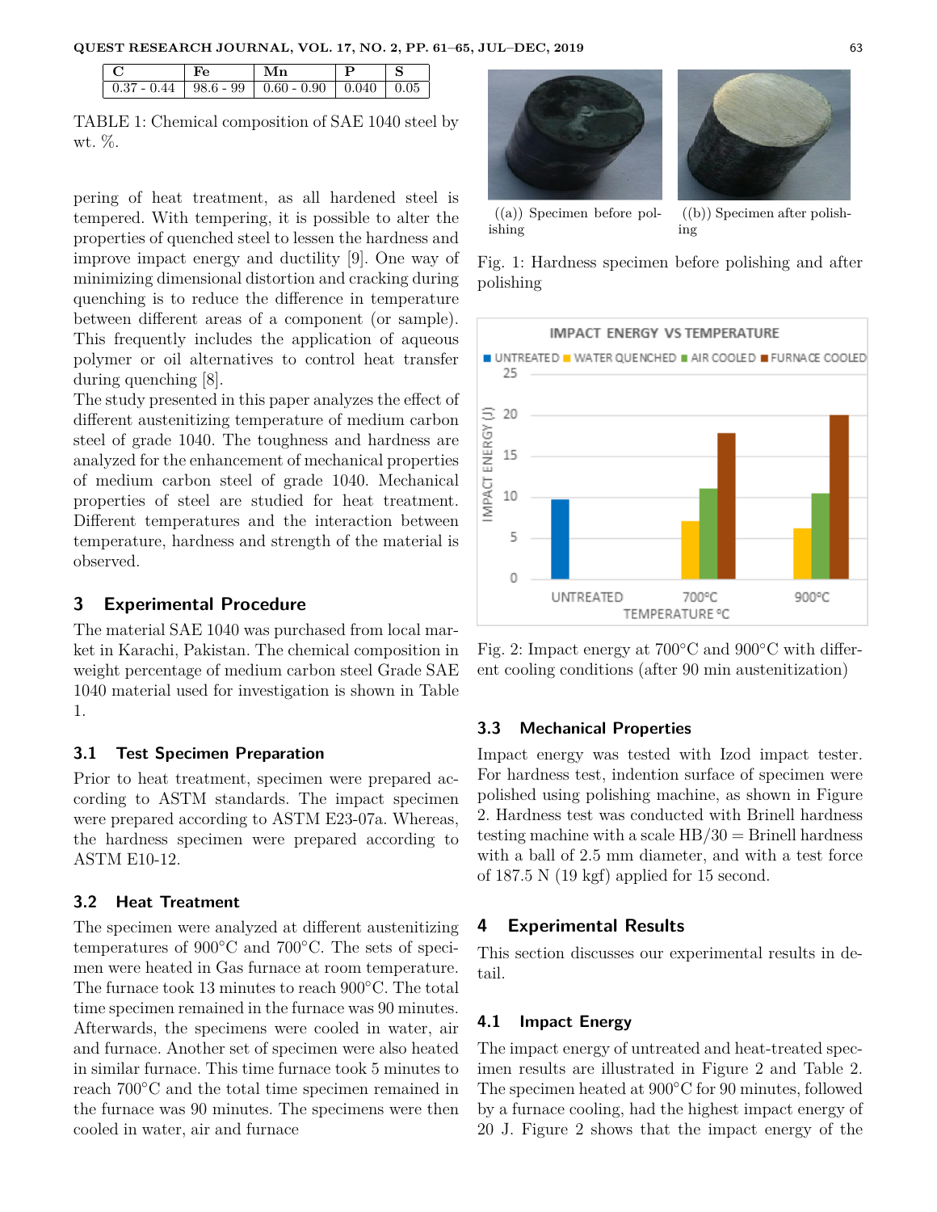| C | Fe | Mn | P | S |
|---|---|---|---|---|
| 0.37 - 0.44 | 98.6 - 99 | 0.60 - 0.90 | 0.040 | 0.05 |

TABLE 1: Chemical composition of SAE 1040 steel by wt. %.

pering of heat treatment, as all hardened steel is tempered. With tempering, it is possible to alter the properties of quenched steel to lessen the hardness and improve impact energy and ductility [9]. One way of minimizing dimensional distortion and cracking during quenching is to reduce the difference in temperature between different areas of a component (or sample). This frequently includes the application of aqueous polymer or oil alternatives to control heat transfer during quenching [8].

The study presented in this paper analyzes the effect of different austenitizing temperature of medium carbon steel of grade 1040. The toughness and hardness are analyzed for the enhancement of mechanical properties of medium carbon steel of grade 1040. Mechanical properties of steel are studied for heat treatment. Different temperatures and the interaction between temperature, hardness and strength of the material is observed.

## 3 Experimental Procedure

The material SAE 1040 was purchased from local market in Karachi, Pakistan. The chemical composition in weight percentage of medium carbon steel Grade SAE 1040 material used for investigation is shown in Table 1.

### 3.1 Test Specimen Preparation

Prior to heat treatment, specimen were prepared according to ASTM standards. The impact specimen were prepared according to ASTM E23-07a. Whereas, the hardness specimen were prepared according to ASTM E10-12.

### 3.2 Heat Treatment

The specimen were analyzed at different austenitizing temperatures of 900°C and 700°C. The sets of specimen were heated in Gas furnace at room temperature. The furnace took 13 minutes to reach 900°C. The total time specimen remained in the furnace was 90 minutes. Afterwards, the specimens were cooled in water, air and furnace. Another set of specimen were also heated in similar furnace. This time furnace took 5 minutes to reach 700°C and the total time specimen remained in the furnace was 90 minutes. The specimens were then cooled in water, air and furnace

((a)) Specimen before polishing

((b)) Specimen after polishing

Fig. 1: Hardness specimen before polishing and after polishing

Fig. 2: Impact energy at 700°C and 900°C with different cooling conditions (after 90 min austenitization)

### 3.3 Mechanical Properties

Impact energy was tested with Izod impact tester. For hardness test, indention surface of specimen were polished using polishing machine, as shown in Figure 2. Hardness test was conducted with Brinell hardness testing machine with a scale HB/30 = Brinell hardness with a ball of 2.5 mm diameter, and with a test force of 187.5 N (19 kgf) applied for 15 second.

## 4 Experimental Results

This section discusses our experimental results in detail.

### 4.1 Impact Energy

The impact energy of untreated and heat-treated specimen results are illustrated in Figure 2 and Table 2. The specimen heated at 900°C for 90 minutes, followed by a furnace cooling, had the highest impact energy of 20 J. Figure 2 shows that the impact energy of the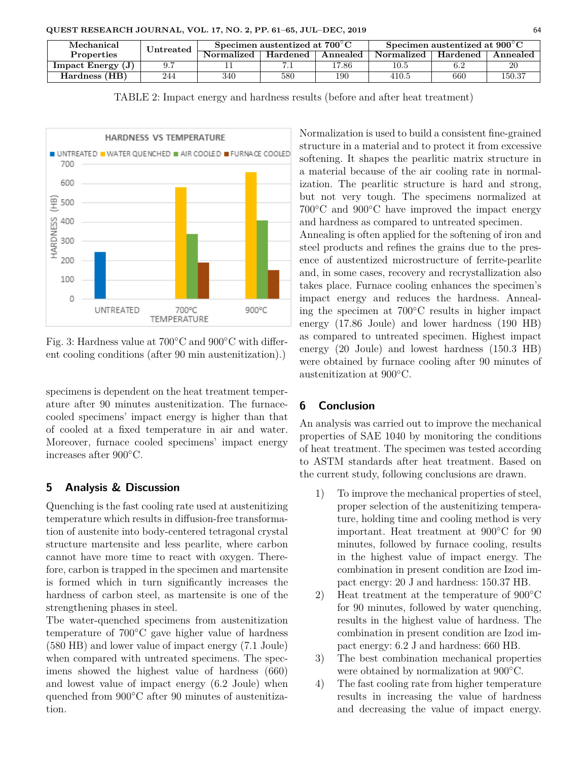| Mechanical Properties | Untreated | Specimen austentized at 700°C | | | Specimen austentized at 900°C | | |
|---|---|---|---|---|---|---|---|
| | | Normalized | Hardened | Annealed | Normalized | Hardened | Annealed |
| Impact Energy (J) | 9.7 | 11 | 7.1 | 17.86 | 10.5 | 6.2 | 20 |
| Hardness (HB) | 244 | 340 | 580 | 190 | 410.5 | 660 | 150.37 |

TABLE 2: Impact energy and hardness results (before and after heat treatment)

Fig. 3: Hardness value at 700°C and 900°C with different cooling conditions (after 90 min austenitization).)

specimens is dependent on the heat treatment temperature after 90 minutes austenitization. The furnace-cooled specimens' impact energy is higher than that of cooled at a fixed temperature in air and water. Moreover, furnace cooled specimens' impact energy increases after 900°C.

## 5 Analysis & Discussion

Quenching is the fast cooling rate used at austenitizing temperature which results in diffusion-free transformation of austenite into body-centered tetragonal crystal structure martensite and less pearlite, where carbon cannot have more time to react with oxygen. Therefore, carbon is trapped in the specimen and martensite is formed which in turn significantly increases the hardness of carbon steel, as martensite is one of the strengthening phases in steel.

Tbe water-quenched specimens from austenitization temperature of 700°C gave higher value of hardness (580 HB) and lower value of impact energy (7.1 Joule) when compared with untreated specimens. The specimens showed the highest value of hardness (660) and lowest value of impact energy (6.2 Joule) when quenched from 900°C after 90 minutes of austenitization.

Normalization is used to build a consistent fine-grained structure in a material and to protect it from excessive softening. It shapes the pearlitic matrix structure in a material because of the air cooling rate in normalization. The pearlitic structure is hard and strong, but not very tough. The specimens normalized at 700°C and 900°C have improved the impact energy and hardness as compared to untreated specimen.

Annealing is often applied for the softening of iron and steel products and refines the grains due to the presence of austentized microstructure of ferrite-pearlite and, in some cases, recovery and recrystallization also takes place. Furnace cooling enhances the specimen's impact energy and reduces the hardness. Annealing the specimen at 700°C results in higher impact energy (17.86 Joule) and lower hardness (190 HB) as compared to untreated specimen. Highest impact energy (20 Joule) and lowest hardness (150.3 HB) were obtained by furnace cooling after 90 minutes of austenitization at 900°C.

## 6 Conclusion

An analysis was carried out to improve the mechanical properties of SAE 1040 by monitoring the conditions of heat treatment. The specimen was tested according to ASTM standards after heat treatment. Based on the current study, following conclusions are drawn.

1) To improve the mechanical properties of steel, proper selection of the austenitizing temperature, holding time and cooling method is very important. Heat treatment at 900°C for 90 minutes, followed by furnace cooling, results in the highest value of impact energy. The combination in present condition are Izod impact energy: 20 J and hardness: 150.37 HB.
2) Heat treatment at the temperature of 900°C for 90 minutes, followed by water quenching, results in the highest value of hardness. The combination in present condition are Izod impact energy: 6.2 J and hardness: 660 HB.
3) The best combination mechanical properties were obtained by normalization at 900°C.
4) The fast cooling rate from higher temperature results in increasing the value of hardness and decreasing the value of impact energy.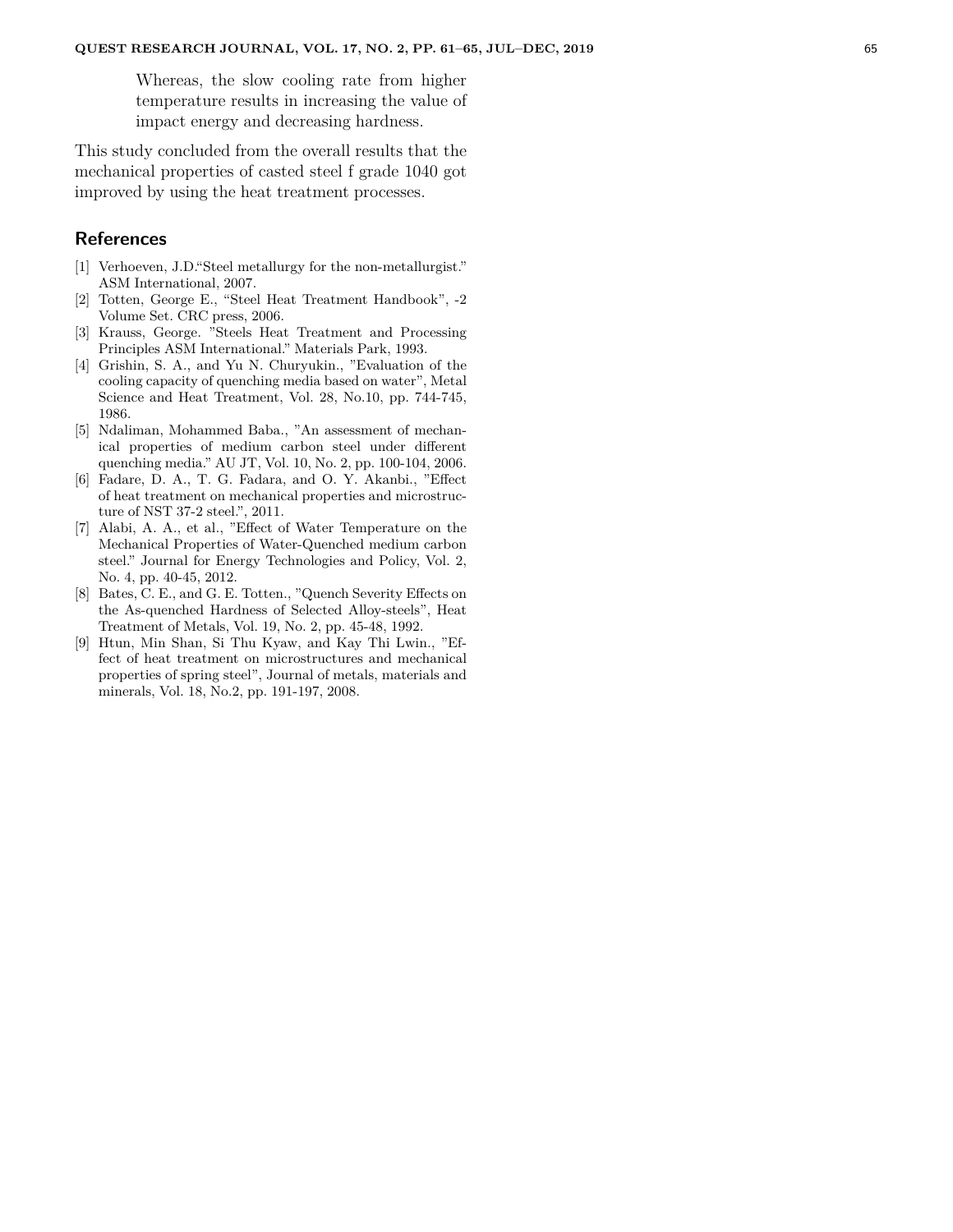Whereas, the slow cooling rate from higher temperature results in increasing the value of impact energy and decreasing hardness.

This study concluded from the overall results that the mechanical properties of casted steel f grade 1040 got improved by using the heat treatment processes.

## References

[1] Verhoeven, J.D."Steel metallurgy for the non-metallurgist." ASM International, 2007.

[2] Totten, George E., "Steel Heat Treatment Handbook", -2 Volume Set. CRC press, 2006.

[3] Krauss, George. "Steels Heat Treatment and Processing Principles ASM International." Materials Park, 1993.

[4] Grishin, S. A., and Yu N. Churyukin., "Evaluation of the cooling capacity of quenching media based on water", Metal Science and Heat Treatment, Vol. 28, No.10, pp. 744-745, 1986.

[5] Ndaliman, Mohammed Baba., "An assessment of mechanical properties of medium carbon steel under different quenching media." AU JT, Vol. 10, No. 2, pp. 100-104, 2006.

[6] Fadare, D. A., T. G. Fadara, and O. Y. Akanbi., "Effect of heat treatment on mechanical properties and microstructure of NST 37-2 steel.", 2011.

[7] Alabi, A. A., et al., "Effect of Water Temperature on the Mechanical Properties of Water-Quenched medium carbon steel." Journal for Energy Technologies and Policy, Vol. 2, No. 4, pp. 40-45, 2012.

[8] Bates, C. E., and G. E. Totten., "Quench Severity Effects on the As-quenched Hardness of Selected Alloy-steels", Heat Treatment of Metals, Vol. 19, No. 2, pp. 45-48, 1992.

[9] Htun, Min Shan, Si Thu Kyaw, and Kay Thi Lwin., "Effect of heat treatment on microstructures and mechanical properties of spring steel", Journal of metals, materials and minerals, Vol. 18, No.2, pp. 191-197, 2008.